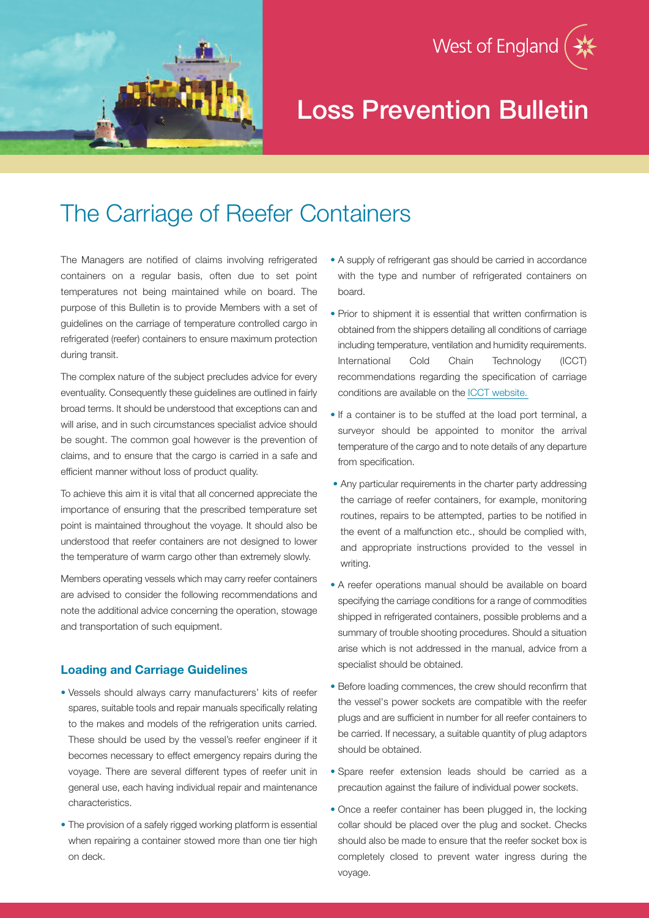West of England

# Loss Prevention Bulletin

## The Carriage of Reefer Containers

The Managers are notified of claims involving refrigerated containers on a regular basis, often due to set point temperatures not being maintained while on board. The purpose of this Bulletin is to provide Members with a set of guidelines on the carriage of temperature controlled cargo in refrigerated (reefer) containers to ensure maximum protection during transit.

The complex nature of the subject precludes advice for every eventuality. Consequently these guidelines are outlined in fairly broad terms. It should be understood that exceptions can and will arise, and in such circumstances specialist advice should be sought. The common goal however is the prevention of claims, and to ensure that the cargo is carried in a safe and efficient manner without loss of product quality.

To achieve this aim it is vital that all concerned appreciate the importance of ensuring that the prescribed temperature set point is maintained throughout the voyage. It should also be understood that reefer containers are not designed to lower the temperature of warm cargo other than extremely slowly.

Members operating vessels which may carry reefer containers are advised to consider the following recommendations and note the additional advice concerning the operation, stowage and transportation of such equipment.

### Loading and Carriage Guidelines

- Vessels should always carry manufacturers' kits of reefer spares, suitable tools and repair manuals specifically relating to the makes and models of the refrigeration units carried. These should be used by the vessel's reefer engineer if it becomes necessary to effect emergency repairs during the voyage. There are several different types of reefer unit in general use, each having individual repair and maintenance characteristics.
- The provision of a safely rigged working platform is essential when repairing a container stowed more than one tier high on deck.
- A supply of refrigerant gas should be carried in accordance with the type and number of refrigerated containers on board.
- Prior to shipment it is essential that written confirmation is obtained from the shippers detailing all conditions of carriage including temperature, ventilation and humidity requirements. International Cold Chain Technology (ICCT) recommendations regarding the specification of carriage conditions are available on the ICCT website.
- If a container is to be stuffed at the load port terminal, a surveyor should be appointed to monitor the arrival temperature of the cargo and to note details of any departure from specification.
- Any particular requirements in the charter party addressing the carriage of reefer containers, for example, monitoring routines, repairs to be attempted, parties to be notified in the event of a malfunction etc., should be complied with, and appropriate instructions provided to the vessel in writing.
- A reefer operations manual should be available on board specifying the carriage conditions for a range of commodities shipped in refrigerated containers, possible problems and a summary of trouble shooting procedures. Should a situation arise which is not addressed in the manual, advice from a specialist should be obtained.
- Before loading commences, the crew should reconfirm that the vessel's power sockets are compatible with the reefer plugs and are sufficient in number for all reefer containers to be carried. If necessary, a suitable quantity of plug adaptors should be obtained.
- Spare reefer extension leads should be carried as a precaution against the failure of individual power sockets.
- Once a reefer container has been plugged in, the locking collar should be placed over the plug and socket. Checks should also be made to ensure that the reefer socket box is completely closed to prevent water ingress during the voyage.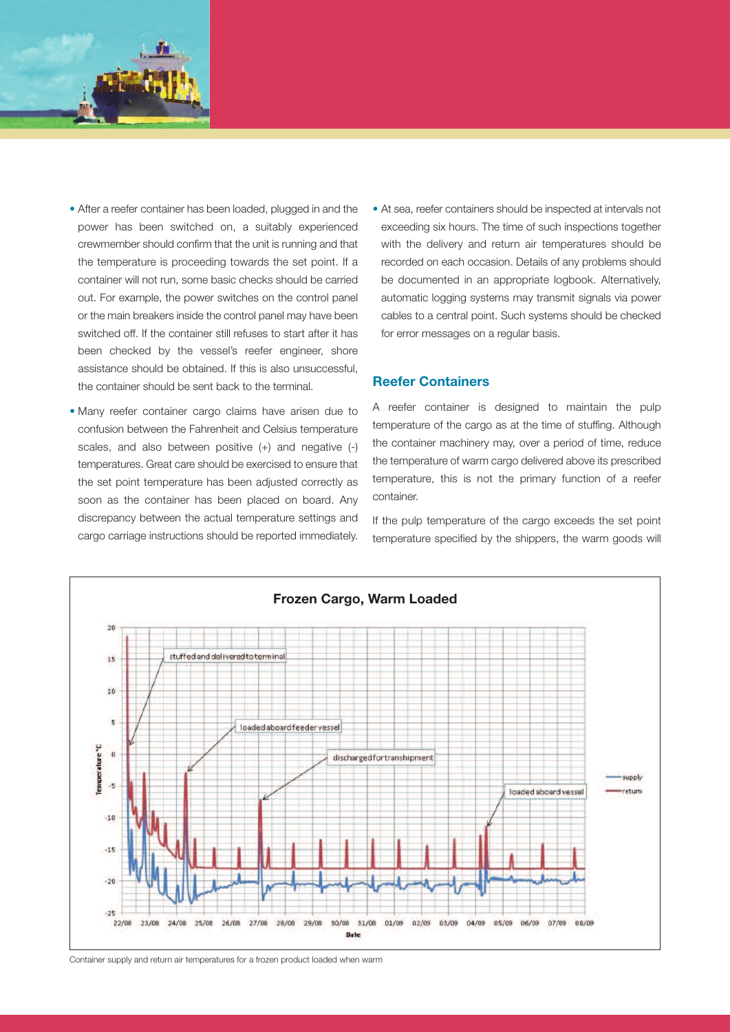- After a reefer container has been loaded, plugged in and the power has been switched on, a suitably experienced crewmember should confirm that the unit is running and that the temperature is proceeding towards the set point. If a container will not run, some basic checks should be carried out. For example, the power switches on the control panel or the main breakers inside the control panel may have been switched off. If the container still refuses to start after it has been checked by the vessel's reefer engineer, shore assistance should be obtained. If this is also unsuccessful, the container should be sent back to the terminal.
- Many reefer container cargo claims have arisen due to confusion between the Fahrenheit and Celsius temperature scales, and also between positive (+) and negative (-) temperatures. Great care should be exercised to ensure that the set point temperature has been adjusted correctly as soon as the container has been placed on board. Any discrepancy between the actual temperature settings and cargo carriage instructions should be reported immediately.
- At sea, reefer containers should be inspected at intervals not exceeding six hours. The time of such inspections together with the delivery and return air temperatures should be recorded on each occasion. Details of any problems should be documented in an appropriate logbook. Alternatively, automatic logging systems may transmit signals via power cables to a central point. Such systems should be checked for error messages on a regular basis.

## Reefer Containers

A reefer container is designed to maintain the pulp temperature of the cargo as at the time of stuffing. Although the container machinery may, over a period of time, reduce the temperature of warm cargo delivered above its prescribed temperature, this is not the primary function of a reefer container.

If the pulp temperature of the cargo exceeds the set point temperature specified by the shippers, the warm goods will

**Frozen Cargo, Warm Loaded**

Container supply and return air temperatures for a frozen product loaded when warm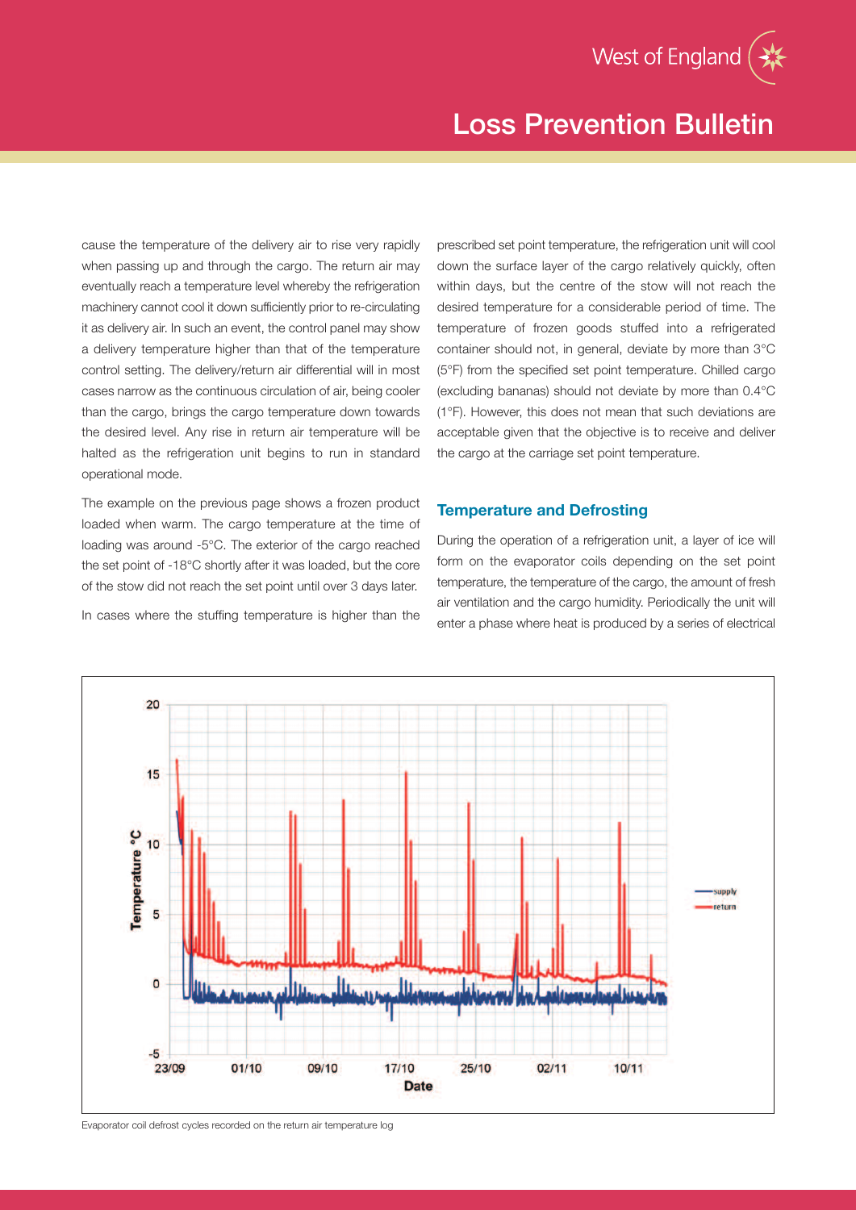cause the temperature of the delivery air to rise very rapidly when passing up and through the cargo. The return air may eventually reach a temperature level whereby the refrigeration machinery cannot cool it down sufficiently prior to re-circulating it as delivery air. In such an event, the control panel may show a delivery temperature higher than that of the temperature control setting. The delivery/return air differential will in most cases narrow as the continuous circulation of air, being cooler than the cargo, brings the cargo temperature down towards the desired level. Any rise in return air temperature will be halted as the refrigeration unit begins to run in standard operational mode.

The example on the previous page shows a frozen product loaded when warm. The cargo temperature at the time of loading was around -5°C. The exterior of the cargo reached the set point of -18°C shortly after it was loaded, but the core of the stow did not reach the set point until over 3 days later.

In cases where the stuffing temperature is higher than the prescribed set point temperature, the refrigeration unit will cool down the surface layer of the cargo relatively quickly, often within days, but the centre of the stow will not reach the desired temperature for a considerable period of time. The temperature of frozen goods stuffed into a refrigerated container should not, in general, deviate by more than 3°C (5°F) from the specified set point temperature. Chilled cargo (excluding bananas) should not deviate by more than 0.4°C (1°F). However, this does not mean that such deviations are acceptable given that the objective is to receive and deliver the cargo at the carriage set point temperature.

## Temperature and Defrosting

During the operation of a refrigeration unit, a layer of ice will form on the evaporator coils depending on the set point temperature, the temperature of the cargo, the amount of fresh air ventilation and the cargo humidity. Periodically the unit will enter a phase where heat is produced by a series of electrical

Evaporator coil defrost cycles recorded on the return air temperature log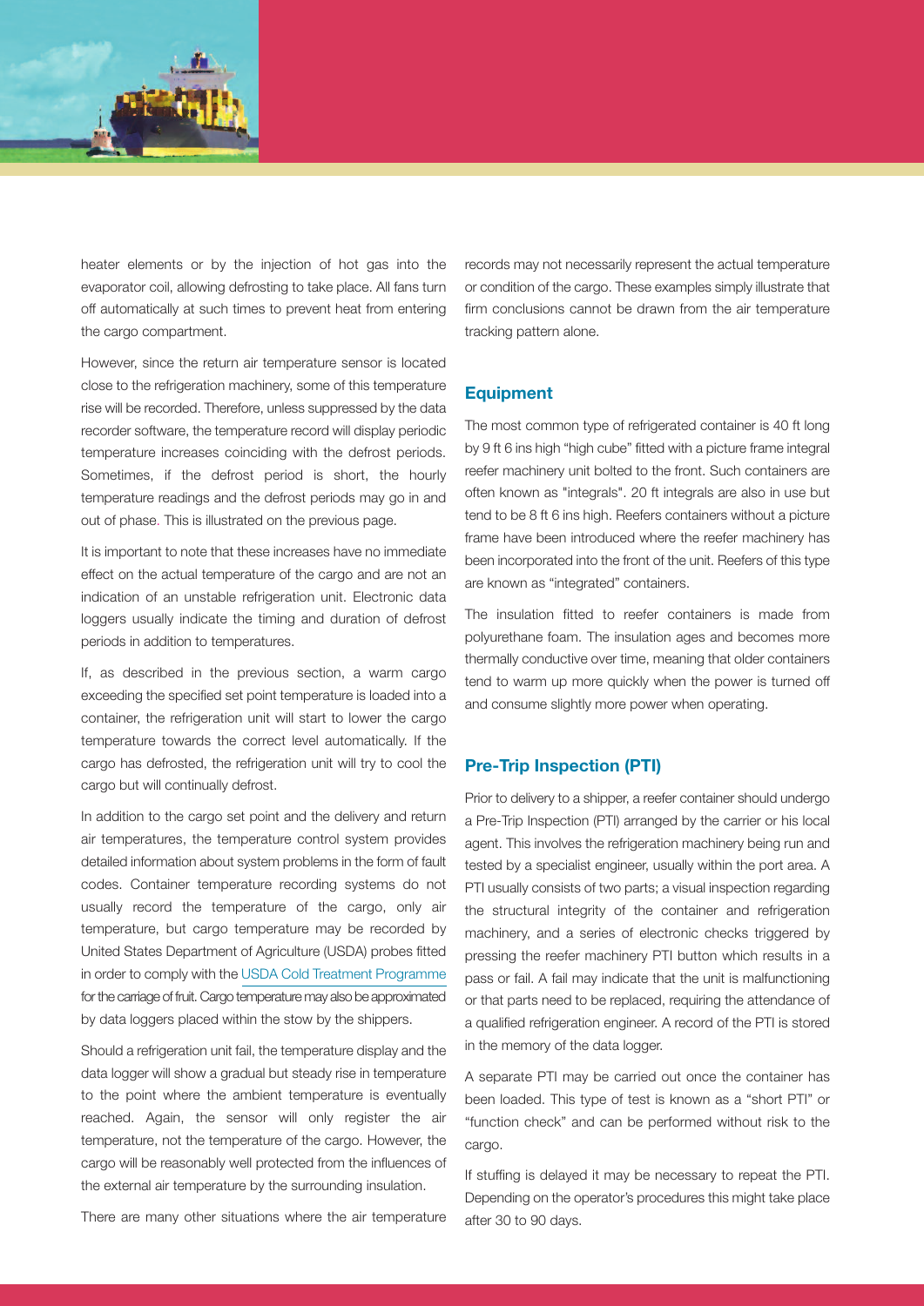heater elements or by the injection of hot gas into the evaporator coil, allowing defrosting to take place. All fans turn off automatically at such times to prevent heat from entering the cargo compartment.

However, since the return air temperature sensor is located close to the refrigeration machinery, some of this temperature rise will be recorded. Therefore, unless suppressed by the data recorder software, the temperature record will display periodic temperature increases coinciding with the defrost periods. Sometimes, if the defrost period is short, the hourly temperature readings and the defrost periods may go in and out of phase. This is illustrated on the previous page.

It is important to note that these increases have no immediate effect on the actual temperature of the cargo and are not an indication of an unstable refrigeration unit. Electronic data loggers usually indicate the timing and duration of defrost periods in addition to temperatures.

If, as described in the previous section, a warm cargo exceeding the specified set point temperature is loaded into a container, the refrigeration unit will start to lower the cargo temperature towards the correct level automatically. If the cargo has defrosted, the refrigeration unit will try to cool the cargo but will continually defrost.

In addition to the cargo set point and the delivery and return air temperatures, the temperature control system provides detailed information about system problems in the form of fault codes. Container temperature recording systems do not usually record the temperature of the cargo, only air temperature, but cargo temperature may be recorded by United States Department of Agriculture (USDA) probes fitted in order to comply with the USDA Cold Treatment Programme for the carriage of fruit. Cargo temperature may also be approximated by data loggers placed within the stow by the shippers.

Should a refrigeration unit fail, the temperature display and the data logger will show a gradual but steady rise in temperature to the point where the ambient temperature is eventually reached. Again, the sensor will only register the air temperature, not the temperature of the cargo. However, the cargo will be reasonably well protected from the influences of the external air temperature by the surrounding insulation.

There are many other situations where the air temperature records may not necessarily represent the actual temperature or condition of the cargo. These examples simply illustrate that firm conclusions cannot be drawn from the air temperature tracking pattern alone.

## Equipment

The most common type of refrigerated container is 40 ft long by 9 ft 6 ins high "high cube" fitted with a picture frame integral reefer machinery unit bolted to the front. Such containers are often known as "integrals". 20 ft integrals are also in use but tend to be 8 ft 6 ins high. Reefers containers without a picture frame have been introduced where the reefer machinery has been incorporated into the front of the unit. Reefers of this type are known as "integrated" containers.

The insulation fitted to reefer containers is made from polyurethane foam. The insulation ages and becomes more thermally conductive over time, meaning that older containers tend to warm up more quickly when the power is turned off and consume slightly more power when operating.

## Pre-Trip Inspection (PTI)

Prior to delivery to a shipper, a reefer container should undergo a Pre-Trip Inspection (PTI) arranged by the carrier or his local agent. This involves the refrigeration machinery being run and tested by a specialist engineer, usually within the port area. A PTI usually consists of two parts; a visual inspection regarding the structural integrity of the container and refrigeration machinery, and a series of electronic checks triggered by pressing the reefer machinery PTI button which results in a pass or fail. A fail may indicate that the unit is malfunctioning or that parts need to be replaced, requiring the attendance of a qualified refrigeration engineer. A record of the PTI is stored in the memory of the data logger.

A separate PTI may be carried out once the container has been loaded. This type of test is known as a "short PTI" or "function check" and can be performed without risk to the cargo.

If stuffing is delayed it may be necessary to repeat the PTI. Depending on the operator's procedures this might take place after 30 to 90 days.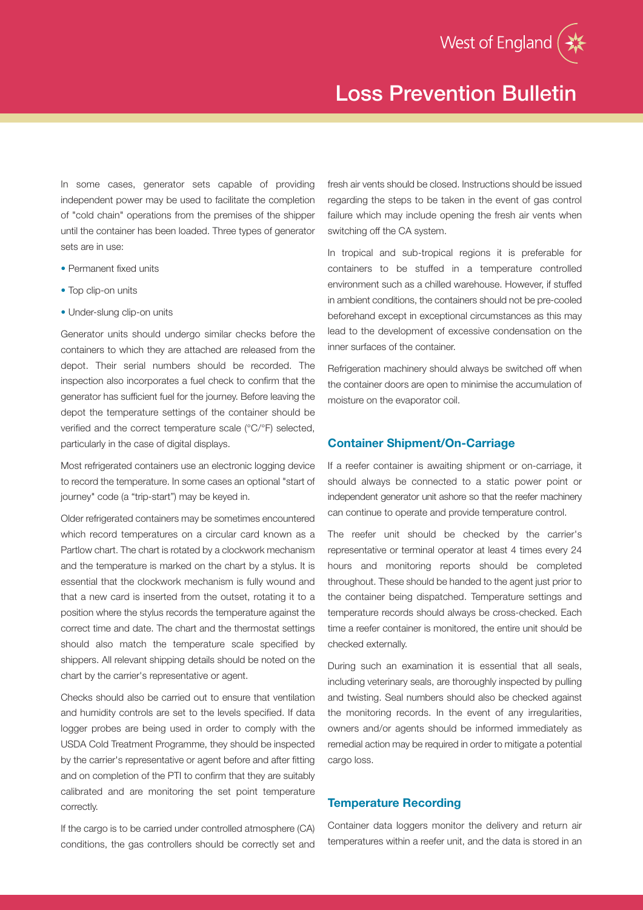In some cases, generator sets capable of providing independent power may be used to facilitate the completion of "cold chain" operations from the premises of the shipper until the container has been loaded. Three types of generator sets are in use:

- Permanent fixed units
- Top clip-on units
- Under-slung clip-on units

Generator units should undergo similar checks before the containers to which they are attached are released from the depot. Their serial numbers should be recorded. The inspection also incorporates a fuel check to confirm that the generator has sufficient fuel for the journey. Before leaving the depot the temperature settings of the container should be verified and the correct temperature scale (°C/°F) selected, particularly in the case of digital displays.

Most refrigerated containers use an electronic logging device to record the temperature. In some cases an optional "start of journey" code (a "trip-start") may be keyed in.

Older refrigerated containers may be sometimes encountered which record temperatures on a circular card known as a Partlow chart. The chart is rotated by a clockwork mechanism and the temperature is marked on the chart by a stylus. It is essential that the clockwork mechanism is fully wound and that a new card is inserted from the outset, rotating it to a position where the stylus records the temperature against the correct time and date. The chart and the thermostat settings should also match the temperature scale specified by shippers. All relevant shipping details should be noted on the chart by the carrier's representative or agent.

Checks should also be carried out to ensure that ventilation and humidity controls are set to the levels specified. If data logger probes are being used in order to comply with the USDA Cold Treatment Programme, they should be inspected by the carrier's representative or agent before and after fitting and on completion of the PTI to confirm that they are suitably calibrated and are monitoring the set point temperature correctly.

If the cargo is to be carried under controlled atmosphere (CA) conditions, the gas controllers should be correctly set and fresh air vents should be closed. Instructions should be issued regarding the steps to be taken in the event of gas control failure which may include opening the fresh air vents when switching off the CA system.

In tropical and sub-tropical regions it is preferable for containers to be stuffed in a temperature controlled environment such as a chilled warehouse. However, if stuffed in ambient conditions, the containers should not be pre-cooled beforehand except in exceptional circumstances as this may lead to the development of excessive condensation on the inner surfaces of the container.

Refrigeration machinery should always be switched off when the container doors are open to minimise the accumulation of moisture on the evaporator coil.

## Container Shipment/On-Carriage

If a reefer container is awaiting shipment or on-carriage, it should always be connected to a static power point or independent generator unit ashore so that the reefer machinery can continue to operate and provide temperature control.

The reefer unit should be checked by the carrier's representative or terminal operator at least 4 times every 24 hours and monitoring reports should be completed throughout. These should be handed to the agent just prior to the container being dispatched. Temperature settings and temperature records should always be cross-checked. Each time a reefer container is monitored, the entire unit should be checked externally.

During such an examination it is essential that all seals, including veterinary seals, are thoroughly inspected by pulling and twisting. Seal numbers should also be checked against the monitoring records. In the event of any irregularities, owners and/or agents should be informed immediately as remedial action may be required in order to mitigate a potential cargo loss.

## Temperature Recording

Container data loggers monitor the delivery and return air temperatures within a reefer unit, and the data is stored in an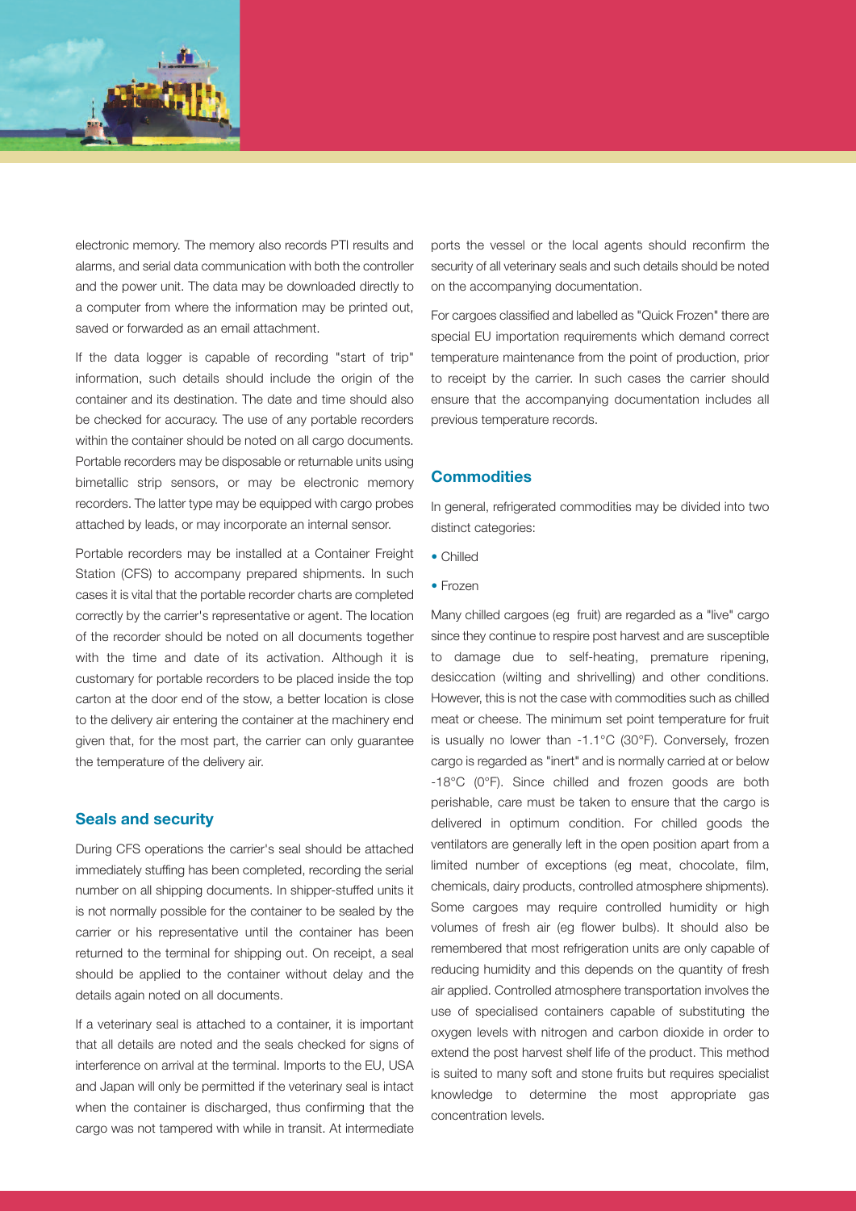electronic memory. The memory also records PTI results and alarms, and serial data communication with both the controller and the power unit. The data may be downloaded directly to a computer from where the information may be printed out, saved or forwarded as an email attachment.

If the data logger is capable of recording "start of trip" information, such details should include the origin of the container and its destination. The date and time should also be checked for accuracy. The use of any portable recorders within the container should be noted on all cargo documents. Portable recorders may be disposable or returnable units using bimetallic strip sensors, or may be electronic memory recorders. The latter type may be equipped with cargo probes attached by leads, or may incorporate an internal sensor.

Portable recorders may be installed at a Container Freight Station (CFS) to accompany prepared shipments. In such cases it is vital that the portable recorder charts are completed correctly by the carrier's representative or agent. The location of the recorder should be noted on all documents together with the time and date of its activation. Although it is customary for portable recorders to be placed inside the top carton at the door end of the stow, a better location is close to the delivery air entering the container at the machinery end given that, for the most part, the carrier can only guarantee the temperature of the delivery air.

## Seals and security

During CFS operations the carrier's seal should be attached immediately stuffing has been completed, recording the serial number on all shipping documents. In shipper-stuffed units it is not normally possible for the container to be sealed by the carrier or his representative until the container has been returned to the terminal for shipping out. On receipt, a seal should be applied to the container without delay and the details again noted on all documents.

If a veterinary seal is attached to a container, it is important that all details are noted and the seals checked for signs of interference on arrival at the terminal. Imports to the EU, USA and Japan will only be permitted if the veterinary seal is intact when the container is discharged, thus confirming that the cargo was not tampered with while in transit. At intermediate ports the vessel or the local agents should reconfirm the security of all veterinary seals and such details should be noted on the accompanying documentation.

For cargoes classified and labelled as "Quick Frozen" there are special EU importation requirements which demand correct temperature maintenance from the point of production, prior to receipt by the carrier. In such cases the carrier should ensure that the accompanying documentation includes all previous temperature records.

## Commodities

In general, refrigerated commodities may be divided into two distinct categories:

- Chilled
- Frozen

Many chilled cargoes (eg fruit) are regarded as a "live" cargo since they continue to respire post harvest and are susceptible to damage due to self-heating, premature ripening, desiccation (wilting and shrivelling) and other conditions. However, this is not the case with commodities such as chilled meat or cheese. The minimum set point temperature for fruit is usually no lower than -1.1°C (30°F). Conversely, frozen cargo is regarded as "inert" and is normally carried at or below -18°C (0°F). Since chilled and frozen goods are both perishable, care must be taken to ensure that the cargo is delivered in optimum condition. For chilled goods the ventilators are generally left in the open position apart from a limited number of exceptions (eg meat, chocolate, film, chemicals, dairy products, controlled atmosphere shipments). Some cargoes may require controlled humidity or high volumes of fresh air (eg flower bulbs). It should also be remembered that most refrigeration units are only capable of reducing humidity and this depends on the quantity of fresh air applied. Controlled atmosphere transportation involves the use of specialised containers capable of substituting the oxygen levels with nitrogen and carbon dioxide in order to extend the post harvest shelf life of the product. This method is suited to many soft and stone fruits but requires specialist knowledge to determine the most appropriate gas concentration levels.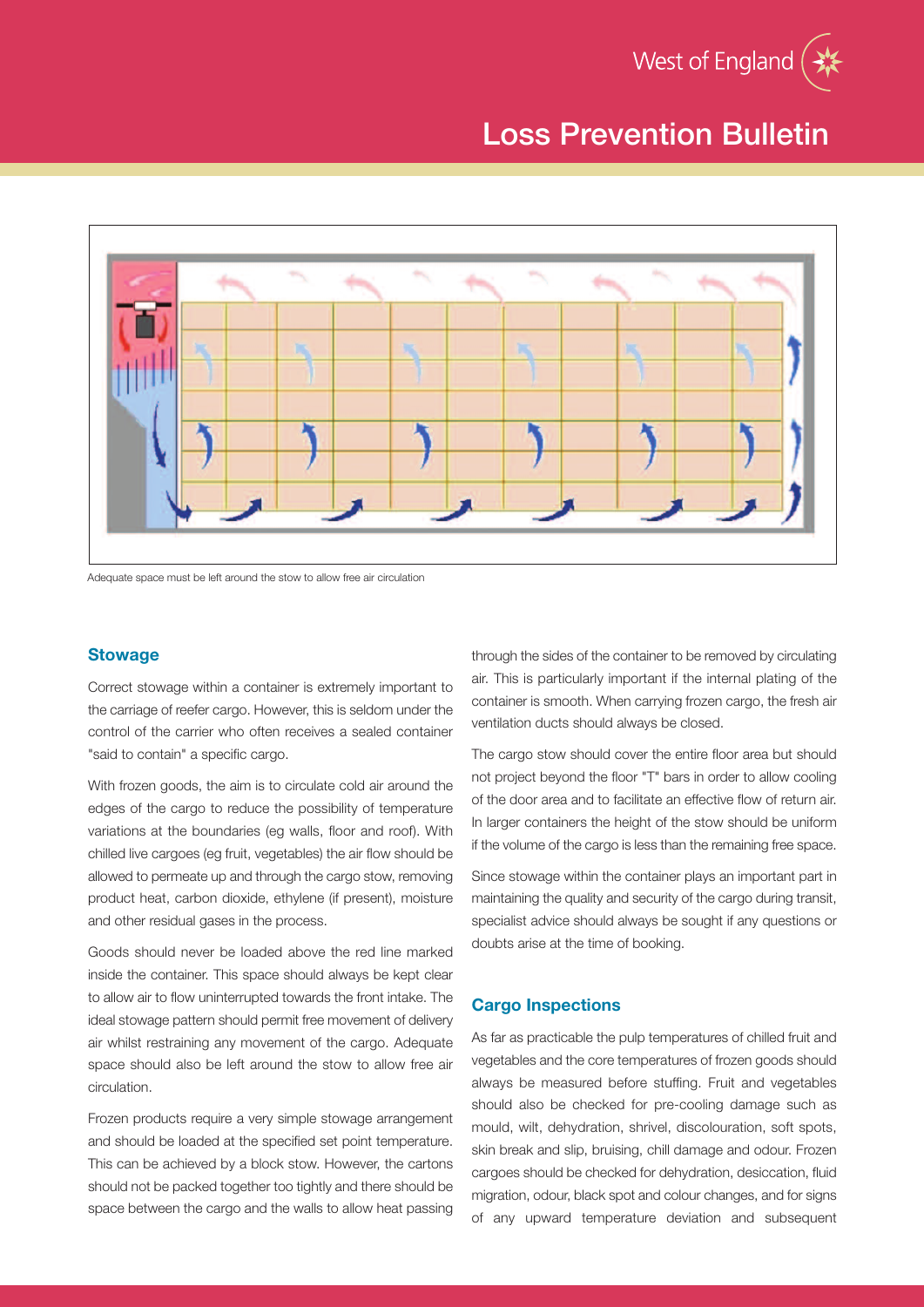Adequate space must be left around the stow to allow free air circulation

### Stowage

Correct stowage within a container is extremely important to the carriage of reefer cargo. However, this is seldom under the control of the carrier who often receives a sealed container "said to contain" a specific cargo.

With frozen goods, the aim is to circulate cold air around the edges of the cargo to reduce the possibility of temperature variations at the boundaries (eg walls, floor and roof). With chilled live cargoes (eg fruit, vegetables) the air flow should be allowed to permeate up and through the cargo stow, removing product heat, carbon dioxide, ethylene (if present), moisture and other residual gases in the process.

Goods should never be loaded above the red line marked inside the container. This space should always be kept clear to allow air to flow uninterrupted towards the front intake. The ideal stowage pattern should permit free movement of delivery air whilst restraining any movement of the cargo. Adequate space should also be left around the stow to allow free air circulation.

Frozen products require a very simple stowage arrangement and should be loaded at the specified set point temperature. This can be achieved by a block stow. However, the cartons should not be packed together too tightly and there should be space between the cargo and the walls to allow heat passing through the sides of the container to be removed by circulating air. This is particularly important if the internal plating of the container is smooth. When carrying frozen cargo, the fresh air ventilation ducts should always be closed.

The cargo stow should cover the entire floor area but should not project beyond the floor "T" bars in order to allow cooling of the door area and to facilitate an effective flow of return air. In larger containers the height of the stow should be uniform if the volume of the cargo is less than the remaining free space.

Since stowage within the container plays an important part in maintaining the quality and security of the cargo during transit, specialist advice should always be sought if any questions or doubts arise at the time of booking.

### Cargo Inspections

As far as practicable the pulp temperatures of chilled fruit and vegetables and the core temperatures of frozen goods should always be measured before stuffing. Fruit and vegetables should also be checked for pre-cooling damage such as mould, wilt, dehydration, shrivel, discolouration, soft spots, skin break and slip, bruising, chill damage and odour. Frozen cargoes should be checked for dehydration, desiccation, fluid migration, odour, black spot and colour changes, and for signs of any upward temperature deviation and subsequent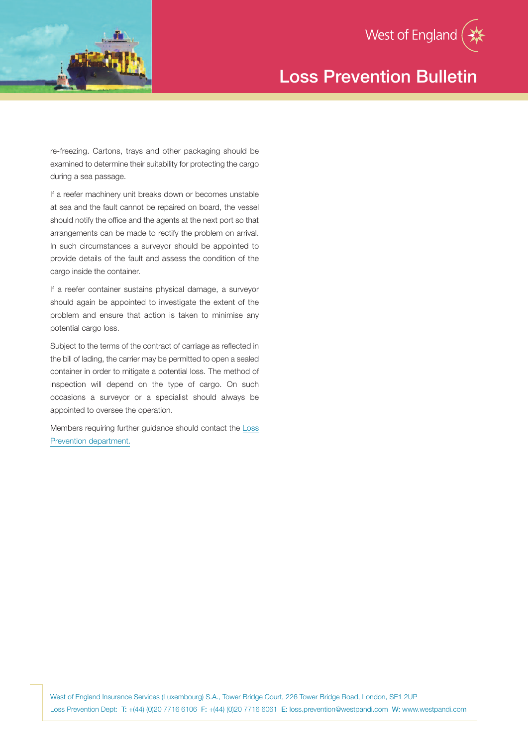re-freezing. Cartons, trays and other packaging should be examined to determine their suitability for protecting the cargo during a sea passage.

If a reefer machinery unit breaks down or becomes unstable at sea and the fault cannot be repaired on board, the vessel should notify the office and the agents at the next port so that arrangements can be made to rectify the problem on arrival. In such circumstances a surveyor should be appointed to provide details of the fault and assess the condition of the cargo inside the container.

If a reefer container sustains physical damage, a surveyor should again be appointed to investigate the extent of the problem and ensure that action is taken to minimise any potential cargo loss.

Subject to the terms of the contract of carriage as reflected in the bill of lading, the carrier may be permitted to open a sealed container in order to mitigate a potential loss. The method of inspection will depend on the type of cargo. On such occasions a surveyor or a specialist should always be appointed to oversee the operation.

Members requiring further guidance should contact the Loss Prevention department.

West of England Insurance Services (Luxembourg) S.A., Tower Bridge Court, 226 Tower Bridge Road, London, SE1 2UP
Loss Prevention Dept: T: +(44) (0)20 7716 6106 F: +(44) (0)20 7716 6061 E: loss.prevention@westpandi.com W: www.westpandi.com